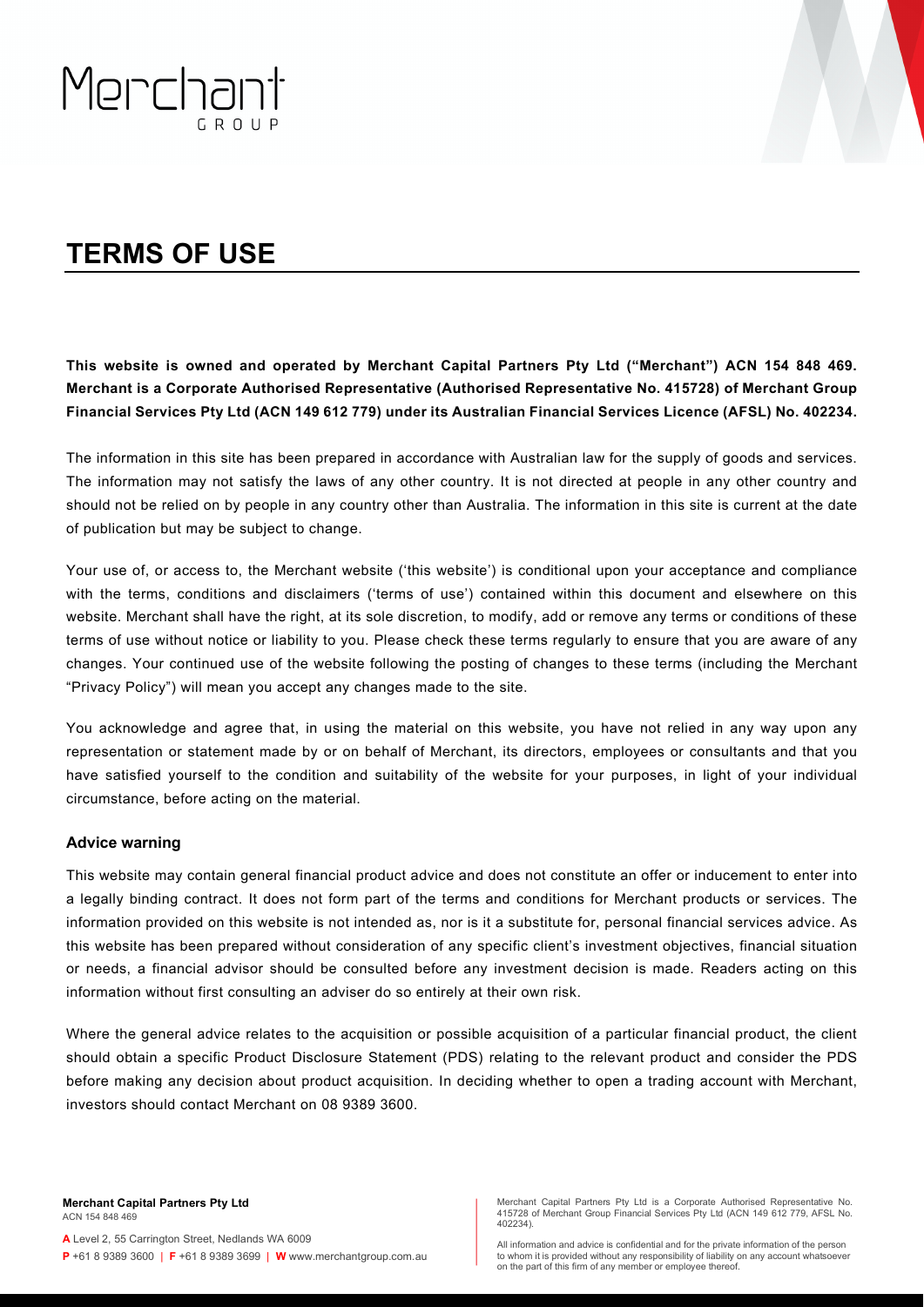# TERMS OF USE

**This website is owned and operated by Merchant Capital Partners Pty Ltd ("Merchant") ACN 154 848 469. Merchant is a Corporate Authorised Representative (Authorised Representative No. 415728) of Merchant Group Financial Services Pty Ltd (ACN 149 612 779) under its Australian Financial Services Licence (AFSL) No. 402234.**

The information in this site has been prepared in accordance with Australian law for the supply of goods and services. The information may not satisfy the laws of any other country. It is not directed at people in any other country and should not be relied on by people in any country other than Australia. The information in this site is current at the date of publication but may be subject to change.

Your use of, or access to, the Merchant website ('this website') is conditional upon your acceptance and compliance with the terms, conditions and disclaimers ('terms of use') contained within this document and elsewhere on this website. Merchant shall have the right, at its sole discretion, to modify, add or remove any terms or conditions of these terms of use without notice or liability to you. Please check these terms regularly to ensure that you are aware of any changes. Your continued use of the website following the posting of changes to these terms (including the Merchant "Privacy Policy") will mean you accept any changes made to the site.

You acknowledge and agree that, in using the material on this website, you have not relied in any way upon any representation or statement made by or on behalf of Merchant, its directors, employees or consultants and that you have satisfied yourself to the condition and suitability of the website for your purposes, in light of your individual circumstance, before acting on the material.

### Advice warning

This website may contain general financial product advice and does not constitute an offer or inducement to enter into a legally binding contract. It does not form part of the terms and conditions for Merchant products or services. The information provided on this website is not intended as, nor is it a substitute for, personal financial services advice. As this website has been prepared without consideration of any specific client's investment objectives, financial situation or needs, a financial advisor should be consulted before any investment decision is made. Readers acting on this information without first consulting an adviser do so entirely at their own risk.

Where the general advice relates to the acquisition or possible acquisition of a particular financial product, the client should obtain a specific Product Disclosure Statement (PDS) relating to the relevant product and consider the PDS before making any decision about product acquisition. In deciding whether to open a trading account with Merchant, investors should contact Merchant on 08 9389 3600.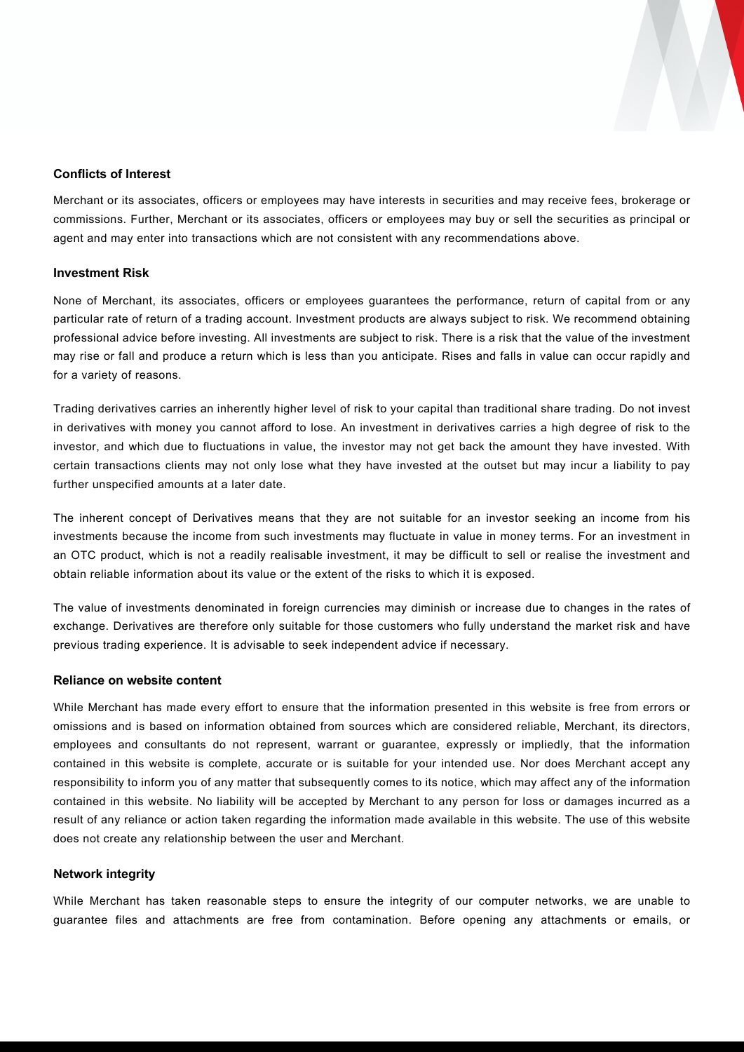### Conflicts of Interest

Merchant or its associates, officers or employees may have interests in securities and may receive fees, brokerage or commissions. Further, Merchant or its associates, officers or employees may buy or sell the securities as principal or agent and may enter into transactions which are not consistent with any recommendations above.

### Investment Risk

None of Merchant, its associates, officers or employees guarantees the performance, return of capital from or any particular rate of return of a trading account. Investment products are always subject to risk. We recommend obtaining professional advice before investing. All investments are subject to risk. There is a risk that the value of the investment may rise or fall and produce a return which is less than you anticipate. Rises and falls in value can occur rapidly and for a variety of reasons.

Trading derivatives carries an inherently higher level of risk to your capital than traditional share trading. Do not invest in derivatives with money you cannot afford to lose. An investment in derivatives carries a high degree of risk to the investor, and which due to fluctuations in value, the investor may not get back the amount they have invested. With certain transactions clients may not only lose what they have invested at the outset but may incur a liability to pay further unspecified amounts at a later date.

The inherent concept of Derivatives means that they are not suitable for an investor seeking an income from his investments because the income from such investments may fluctuate in value in money terms. For an investment in an OTC product, which is not a readily realisable investment, it may be difficult to sell or realise the investment and obtain reliable information about its value or the extent of the risks to which it is exposed.

The value of investments denominated in foreign currencies may diminish or increase due to changes in the rates of exchange. Derivatives are therefore only suitable for those customers who fully understand the market risk and have previous trading experience. It is advisable to seek independent advice if necessary.

### Reliance on website content

While Merchant has made every effort to ensure that the information presented in this website is free from errors or omissions and is based on information obtained from sources which are considered reliable, Merchant, its directors, employees and consultants do not represent, warrant or guarantee, expressly or impliedly, that the information contained in this website is complete, accurate or is suitable for your intended use. Nor does Merchant accept any responsibility to inform you of any matter that subsequently comes to its notice, which may affect any of the information contained in this website. No liability will be accepted by Merchant to any person for loss or damages incurred as a result of any reliance or action taken regarding the information made available in this website. The use of this website does not create any relationship between the user and Merchant.

### Network integrity

While Merchant has taken reasonable steps to ensure the integrity of our computer networks, we are unable to guarantee files and attachments are free from contamination. Before opening any attachments or emails, or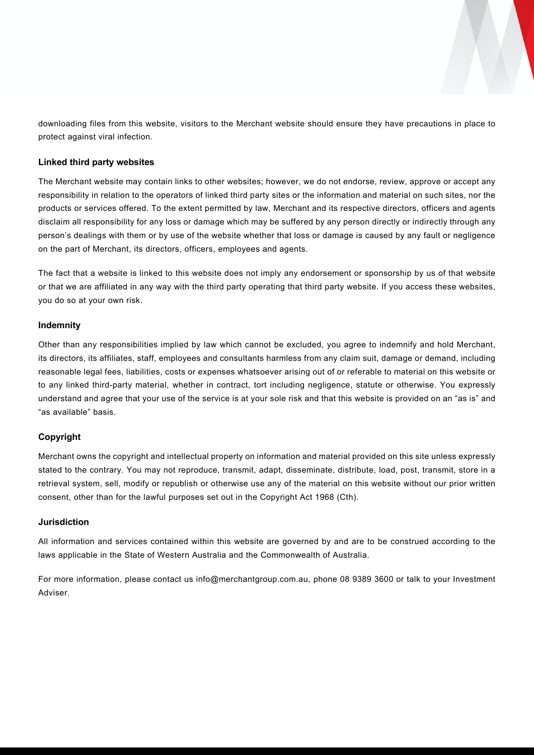downloading files from this website, visitors to the Merchant website should ensure they have precautions in place to protect against viral infection.

### Linked third party websites

The Merchant website may contain links to other websites; however, we do not endorse, review, approve or accept any responsibility in relation to the operators of linked third party sites or the information and material on such sites, nor the products or services offered. To the extent permitted by law, Merchant and its respective directors, officers and agents disclaim all responsibility for any loss or damage which may be suffered by any person directly or indirectly through any person's dealings with them or by use of the website whether that loss or damage is caused by any fault or negligence on the part of Merchant, its directors, officers, employees and agents.

The fact that a website is linked to this website does not imply any endorsement or sponsorship by us of that website or that we are affiliated in any way with the third party operating that third party website. If you access these websites, you do so at your own risk.

### Indemnity

Other than any responsibilities implied by law which cannot be excluded, you agree to indemnify and hold Merchant, its directors, its affiliates, staff, employees and consultants harmless from any claim suit, damage or demand, including reasonable legal fees, liabilities, costs or expenses whatsoever arising out of or referable to material on this website or to any linked third-party material, whether in contract, tort including negligence, statute or otherwise. You expressly understand and agree that your use of the service is at your sole risk and that this website is provided on an "as is" and "as available" basis.

### Copyright

Merchant owns the copyright and intellectual property on information and material provided on this site unless expressly stated to the contrary. You may not reproduce, transmit, adapt, disseminate, distribute, load, post, transmit, store in a retrieval system, sell, modify or republish or otherwise use any of the material on this website without our prior written consent, other than for the lawful purposes set out in the Copyright Act 1968 (Cth).

### Jurisdiction

All information and services contained within this website are governed by and are to be construed according to the laws applicable in the State of Western Australia and the Commonwealth of Australia.

For more information, please contact us info@merchantgroup.com.au, phone 08 9389 3600 or talk to your Investment Adviser.